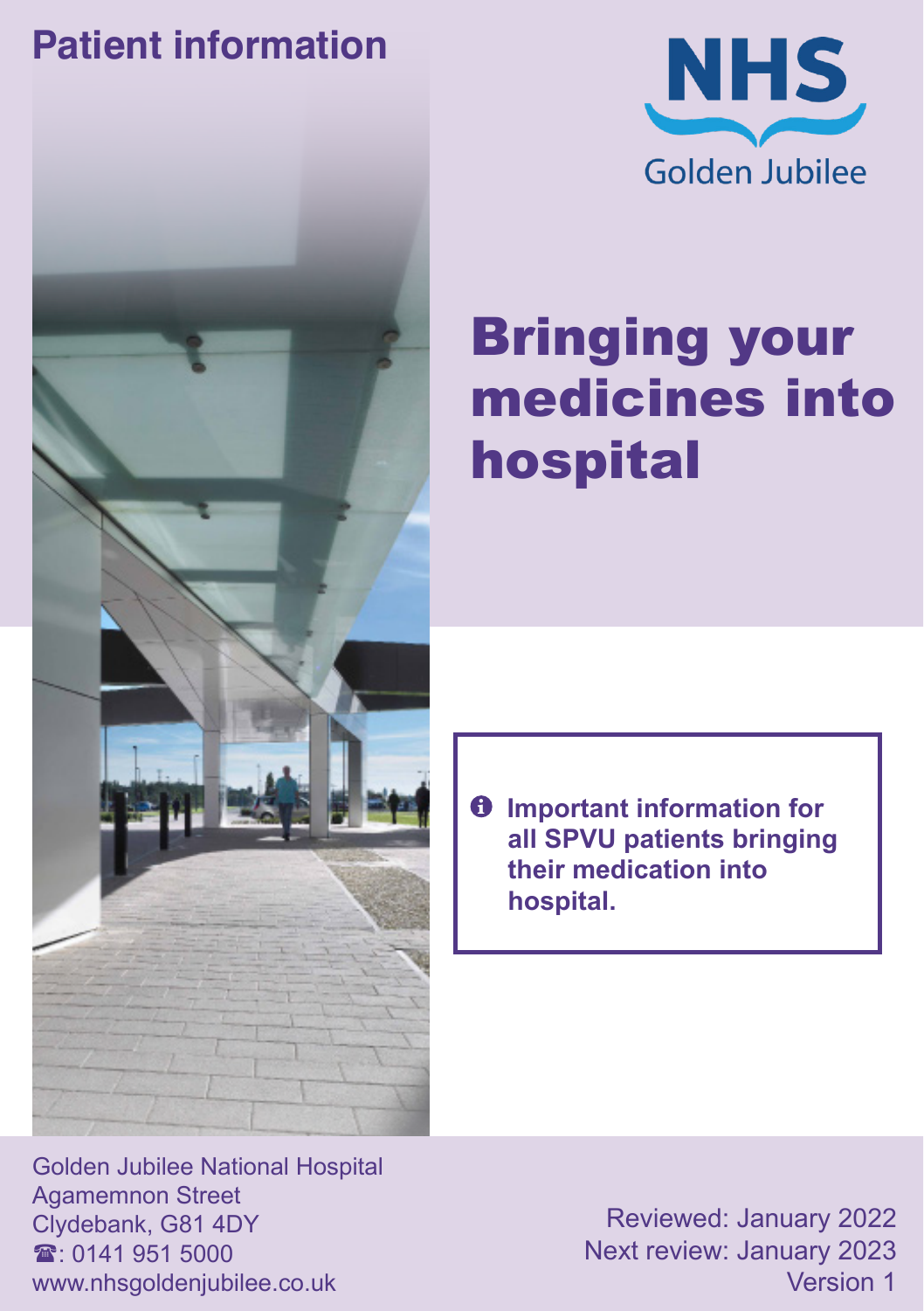Patient information

NHS Golden Jubilee

# Bringing your medicines into hospital

**Important information for all SPVU patients bringing their medication into hospital.**

Golden Jubilee National Hospital
Agamemnon Street
Clydebank, G81 4DY
☎: 0141 951 5000
www.nhsgoldenjubilee.co.uk

Reviewed: January 2022
Next review: January 2023
Version 1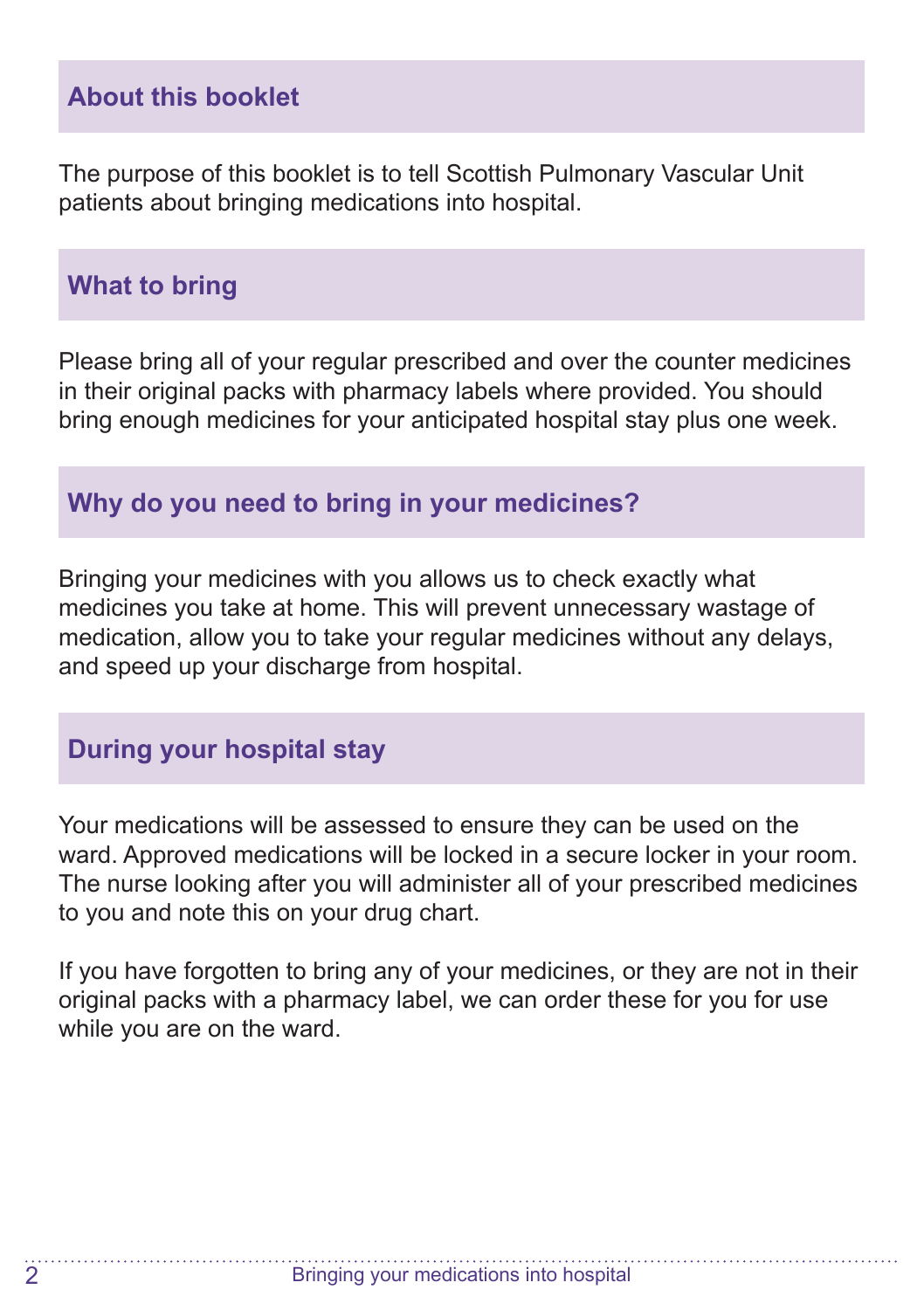## About this booklet

The purpose of this booklet is to tell Scottish Pulmonary Vascular Unit patients about bringing medications into hospital.

## What to bring

Please bring all of your regular prescribed and over the counter medicines in their original packs with pharmacy labels where provided. You should bring enough medicines for your anticipated hospital stay plus one week.

## Why do you need to bring in your medicines?

Bringing your medicines with you allows us to check exactly what medicines you take at home. This will prevent unnecessary wastage of medication, allow you to take your regular medicines without any delays, and speed up your discharge from hospital.

## During your hospital stay

Your medications will be assessed to ensure they can be used on the ward. Approved medications will be locked in a secure locker in your room. The nurse looking after you will administer all of your prescribed medicines to you and note this on your drug chart.

If you have forgotten to bring any of your medicines, or they are not in their original packs with a pharmacy label, we can order these for you for use while you are on the ward.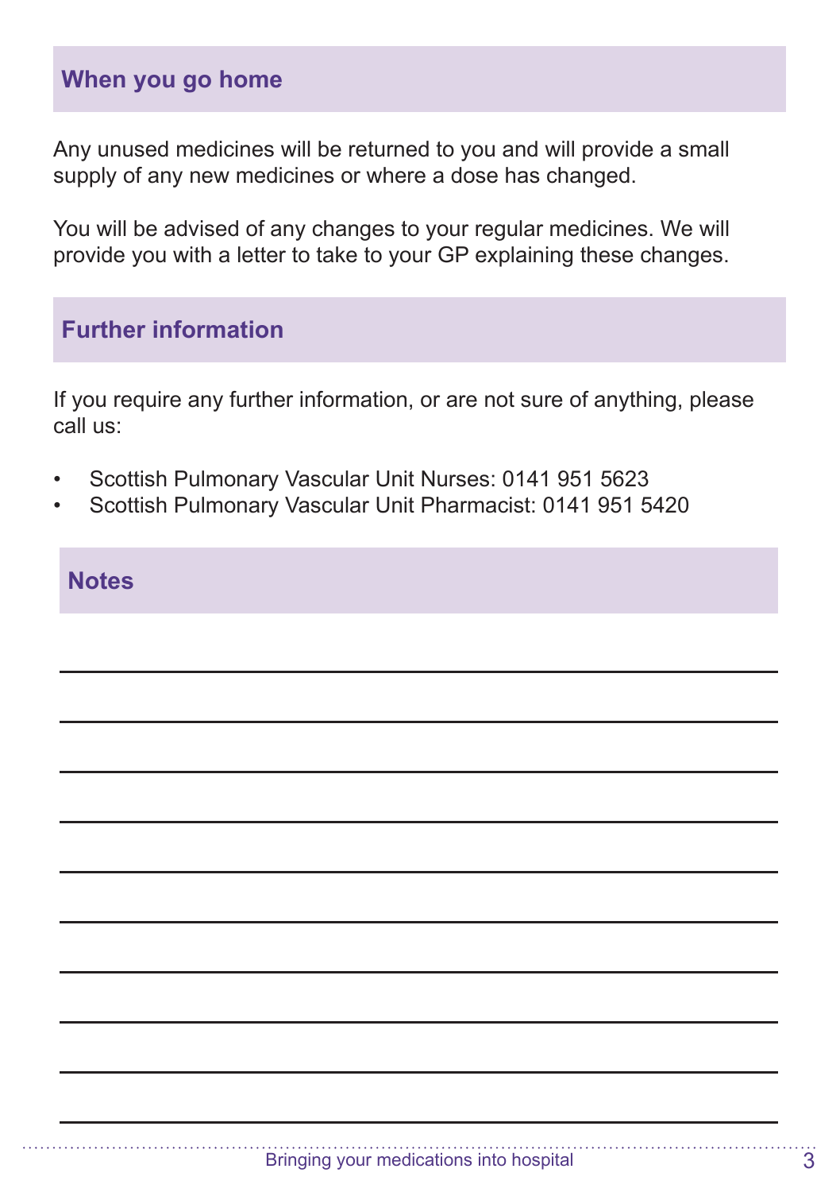## When you go home

Any unused medicines will be returned to you and will provide a small supply of any new medicines or where a dose has changed.

You will be advised of any changes to your regular medicines. We will provide you with a letter to take to your GP explaining these changes.

## Further information

If you require any further information, or are not sure of anything, please call us:

- Scottish Pulmonary Vascular Unit Nurses: 0141 951 5623
- Scottish Pulmonary Vascular Unit Pharmacist: 0141 951 5420

## Notes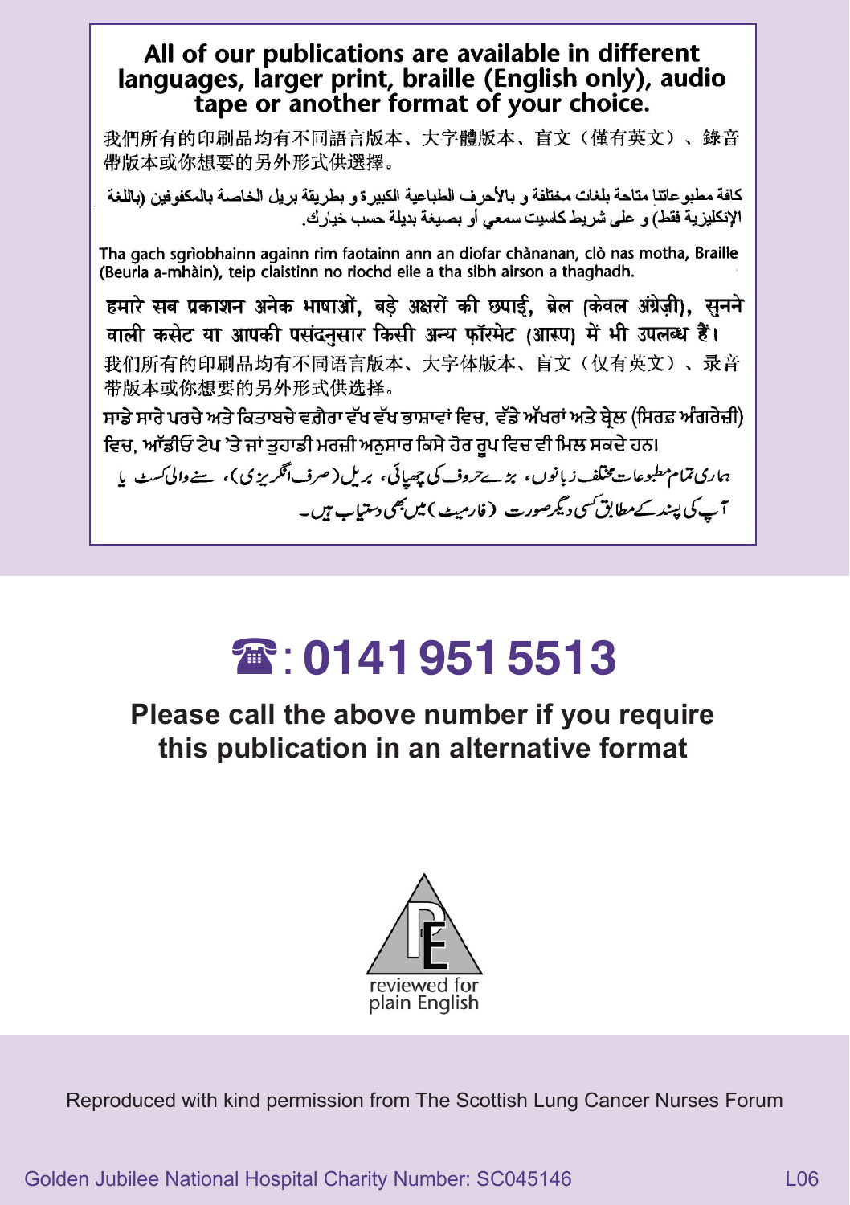**All of our publications are available in different languages, larger print, braille (English only), audio tape or another format of your choice.**

我們所有的印刷品均有不同語言版本、大字體版本、盲文（僅有英文）、錄音帶版本或你想要的另外形式供選擇。

كافة مطبوعاتنا متاحة بلغات مختلفة و بالأحرف الطباعية الكبيرة و بطريقة بريل الخاصة بالمكفوفين (باللغة الإنكليزية فقط) و على شريط كاسيت سمعي أو بصيغة بديلة حسب خيارك.

Tha gach sgrìobhainn againn rim faotainn ann an diofar chànanan, clò nas motha, Braille (Beurla a-mhàin), teip claistinn no riochd eile a tha sibh airson a thaghadh.

हमारे सब प्रकाशन अनेक भाषाओं, बड़े अक्षरों की छपाई, ब्रेल (केवल अंग्रेज़ी), सुनने वाली कसेट या आपकी पसंदनुसार किसी अन्य फॉरमेट (आरूप) में भी उपलब्ध हैं।

我们所有的印刷品均有不同语言版本、大字体版本、盲文（仅有英文）、录音带版本或你想要的另外形式供选择。

ਸਾਡੇ ਸਾਰੇ ਪਰਚੇ ਅਤੇ ਕਿਤਾਬਚੇ ਵਗ਼ੈਰਾ ਵੱਖ ਵੱਖ ਭਾਸ਼ਾਵਾਂ ਵਿਚ, ਵੱਡੇ ਅੱਖਰਾਂ ਅਤੇ ਬ੍ਰੇਲ (ਸਿਰਫ਼ ਅੰਗਰੇਜ਼ੀ) ਵਿਚ, ਔਡੀਓ ਟੇਪ 'ਤੇ ਜਾਂ ਤੁਹਾਡੀ ਮਰਜ਼ੀ ਅਨੁਸਾਰ ਕਿਸੇ ਹੋਰ ਰੂਪ ਵਿਚ ਵੀ ਮਿਲ ਸਕਦੇ ਹਨ।

ہماری تمام مطبوعات مختلف زبانوں، بڑے حروف کی چھپائی، بریل (صرف انگریزی)، سننے والی کسٹ یا آپ کی پسند کے مطابق کسی دیگر صورت (فارمیٹ) میں بھی دستیاب ہیں۔

# ☎: 0141 951 5513

**Please call the above number if you require this publication in an alternative format**

reviewed for plain English

Reproduced with kind permission from The Scottish Lung Cancer Nurses Forum

Golden Jubilee National Hospital Charity Number: SC045146

L06